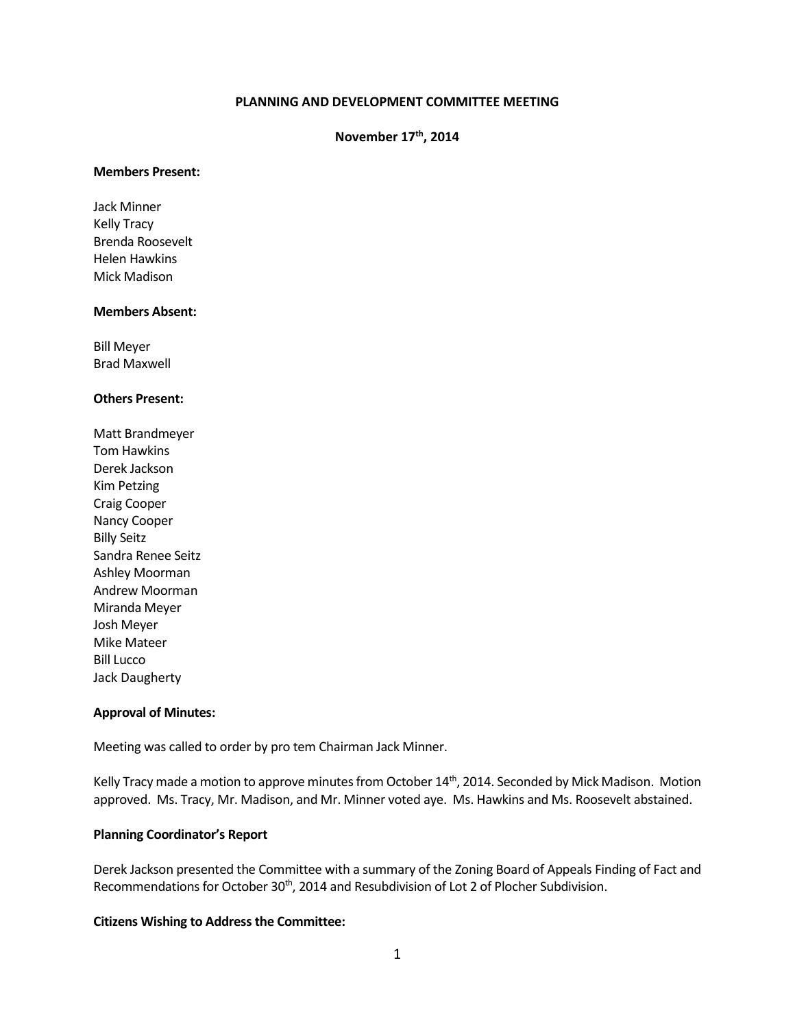# PLANNING AND DEVELOPMENT COMMITTEE MEETING

**November 17th, 2014**

**Members Present:**

Jack Minner
Kelly Tracy
Brenda Roosevelt
Helen Hawkins
Mick Madison

**Members Absent:**

Bill Meyer
Brad Maxwell

**Others Present:**

Matt Brandmeyer
Tom Hawkins
Derek Jackson
Kim Petzing
Craig Cooper
Nancy Cooper
Billy Seitz
Sandra Renee Seitz
Ashley Moorman
Andrew Moorman
Miranda Meyer
Josh Meyer
Mike Mateer
Bill Lucco
Jack Daugherty

**Approval of Minutes:**

Meeting was called to order by pro tem Chairman Jack Minner.

Kelly Tracy made a motion to approve minutes from October 14th, 2014. Seconded by Mick Madison. Motion approved. Ms. Tracy, Mr. Madison, and Mr. Minner voted aye. Ms. Hawkins and Ms. Roosevelt abstained.

**Planning Coordinator's Report**

Derek Jackson presented the Committee with a summary of the Zoning Board of Appeals Finding of Fact and Recommendations for October 30th, 2014 and Resubdivision of Lot 2 of Plocher Subdivision.

**Citizens Wishing to Address the Committee:**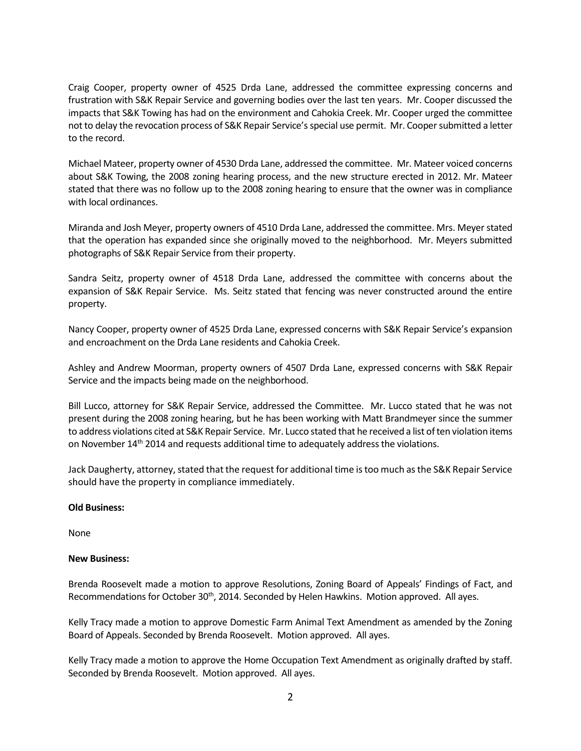Craig Cooper, property owner of 4525 Drda Lane, addressed the committee expressing concerns and frustration with S&K Repair Service and governing bodies over the last ten years. Mr. Cooper discussed the impacts that S&K Towing has had on the environment and Cahokia Creek. Mr. Cooper urged the committee not to delay the revocation process of S&K Repair Service's special use permit. Mr. Cooper submitted a letter to the record.

Michael Mateer, property owner of 4530 Drda Lane, addressed the committee. Mr. Mateer voiced concerns about S&K Towing, the 2008 zoning hearing process, and the new structure erected in 2012. Mr. Mateer stated that there was no follow up to the 2008 zoning hearing to ensure that the owner was in compliance with local ordinances.

Miranda and Josh Meyer, property owners of 4510 Drda Lane, addressed the committee. Mrs. Meyer stated that the operation has expanded since she originally moved to the neighborhood. Mr. Meyers submitted photographs of S&K Repair Service from their property.

Sandra Seitz, property owner of 4518 Drda Lane, addressed the committee with concerns about the expansion of S&K Repair Service. Ms. Seitz stated that fencing was never constructed around the entire property.

Nancy Cooper, property owner of 4525 Drda Lane, expressed concerns with S&K Repair Service's expansion and encroachment on the Drda Lane residents and Cahokia Creek.

Ashley and Andrew Moorman, property owners of 4507 Drda Lane, expressed concerns with S&K Repair Service and the impacts being made on the neighborhood.

Bill Lucco, attorney for S&K Repair Service, addressed the Committee. Mr. Lucco stated that he was not present during the 2008 zoning hearing, but he has been working with Matt Brandmeyer since the summer to address violations cited at S&K Repair Service. Mr. Lucco stated that he received a list of ten violation items on November 14th 2014 and requests additional time to adequately address the violations.

Jack Daugherty, attorney, stated that the request for additional time is too much as the S&K Repair Service should have the property in compliance immediately.

**Old Business:**

None

**New Business:**

Brenda Roosevelt made a motion to approve Resolutions, Zoning Board of Appeals' Findings of Fact, and Recommendations for October 30th, 2014. Seconded by Helen Hawkins. Motion approved. All ayes.

Kelly Tracy made a motion to approve Domestic Farm Animal Text Amendment as amended by the Zoning Board of Appeals. Seconded by Brenda Roosevelt. Motion approved. All ayes.

Kelly Tracy made a motion to approve the Home Occupation Text Amendment as originally drafted by staff. Seconded by Brenda Roosevelt. Motion approved. All ayes.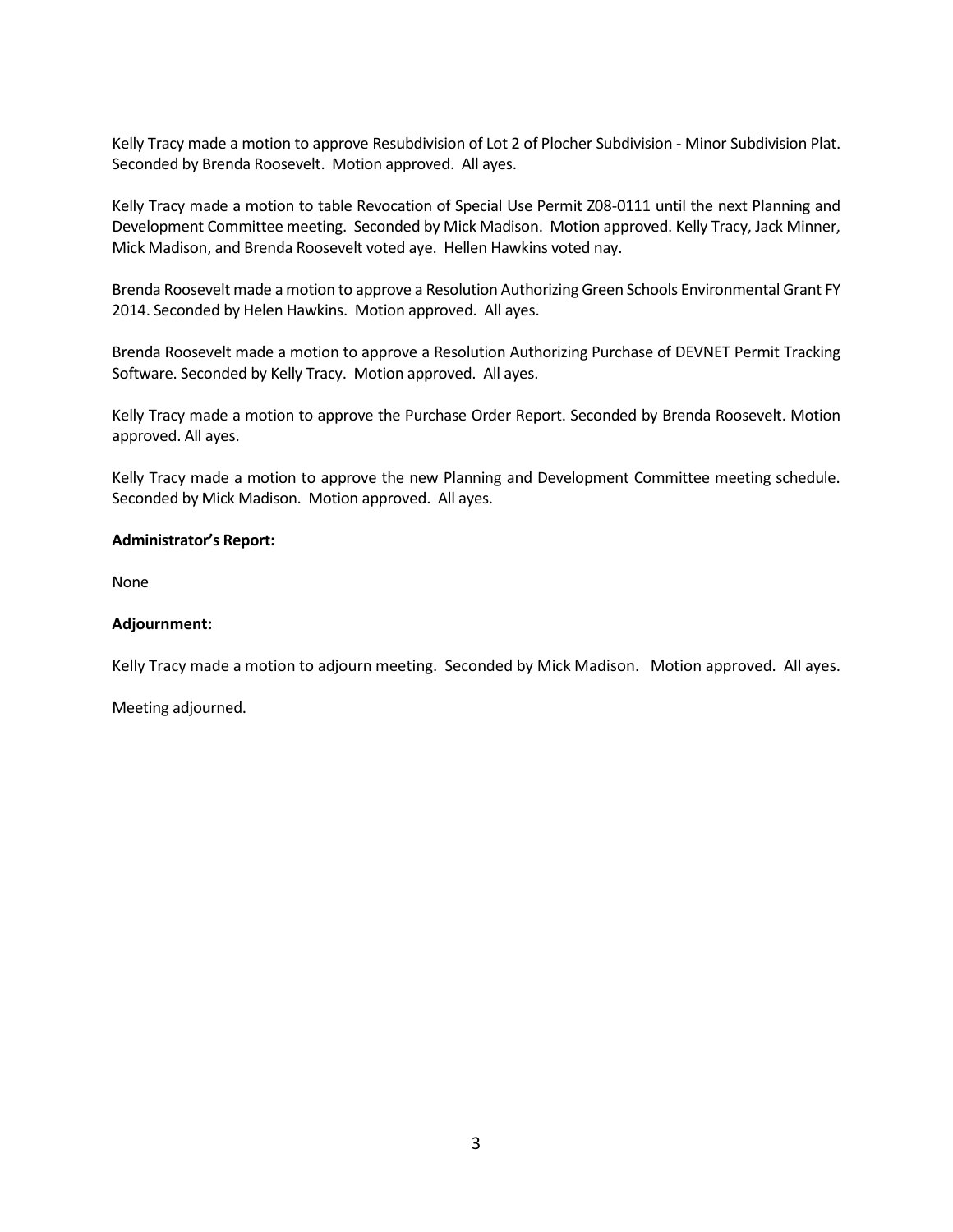Kelly Tracy made a motion to approve Resubdivision of Lot 2 of Plocher Subdivision - Minor Subdivision Plat. Seconded by Brenda Roosevelt. Motion approved. All ayes.

Kelly Tracy made a motion to table Revocation of Special Use Permit Z08-0111 until the next Planning and Development Committee meeting. Seconded by Mick Madison. Motion approved. Kelly Tracy, Jack Minner, Mick Madison, and Brenda Roosevelt voted aye. Hellen Hawkins voted nay.

Brenda Roosevelt made a motion to approve a Resolution Authorizing Green Schools Environmental Grant FY 2014. Seconded by Helen Hawkins. Motion approved. All ayes.

Brenda Roosevelt made a motion to approve a Resolution Authorizing Purchase of DEVNET Permit Tracking Software. Seconded by Kelly Tracy. Motion approved. All ayes.

Kelly Tracy made a motion to approve the Purchase Order Report. Seconded by Brenda Roosevelt. Motion approved. All ayes.

Kelly Tracy made a motion to approve the new Planning and Development Committee meeting schedule. Seconded by Mick Madison. Motion approved. All ayes.

**Administrator's Report:**

None

**Adjournment:**

Kelly Tracy made a motion to adjourn meeting. Seconded by Mick Madison. Motion approved. All ayes.

Meeting adjourned.